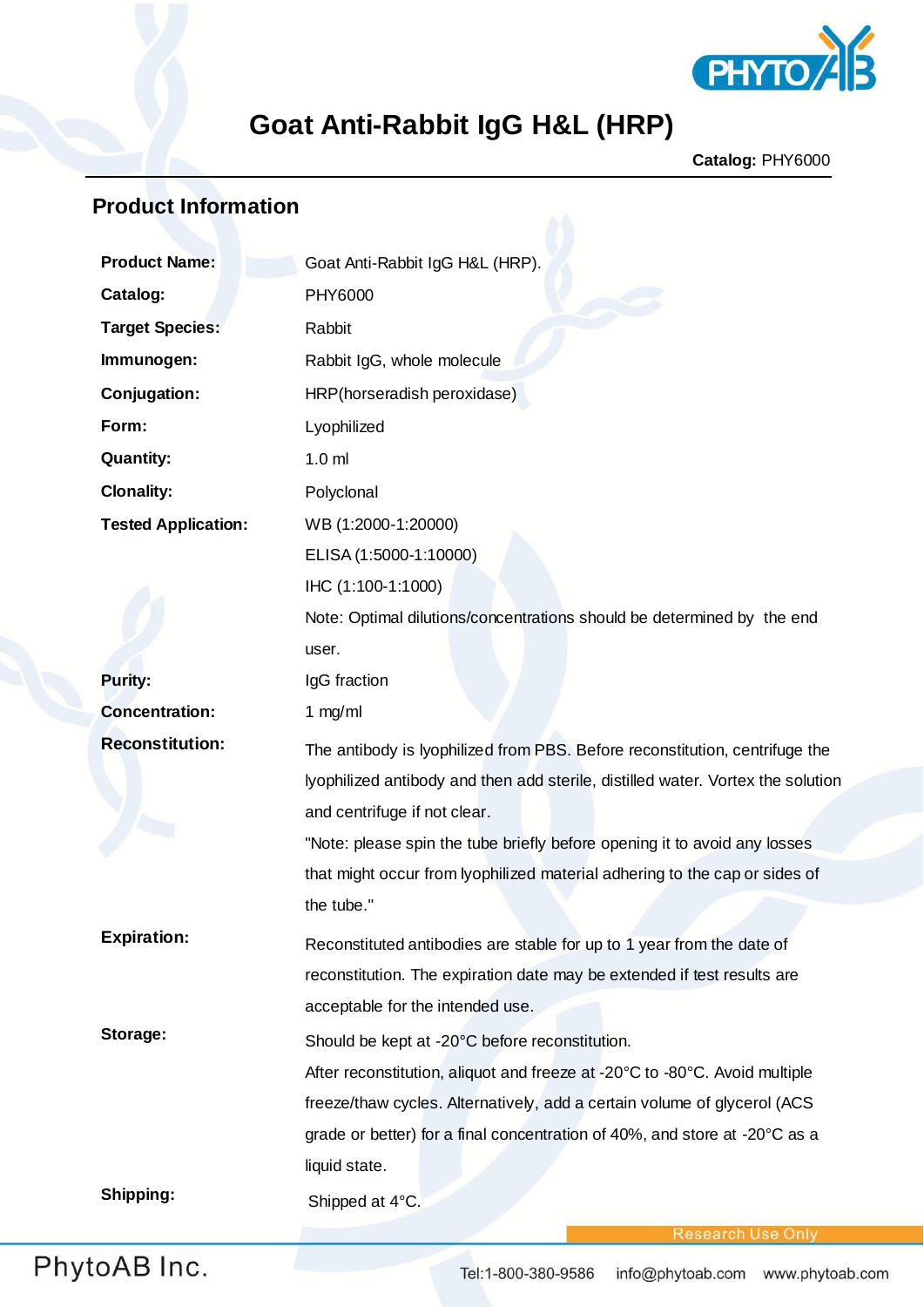# Goat Anti-Rabbit IgG H&L (HRP)

**Catalog:** PHY6000

## Product Information

| | |
|---|---|
| **Product Name:** | Goat Anti-Rabbit IgG H&L (HRP). |
| **Catalog:** | PHY6000 |
| **Target Species:** | Rabbit |
| **Immunogen:** | Rabbit IgG, whole molecule |
| **Conjugation:** | HRP(horseradish peroxidase) |
| **Form:** | Lyophilized |
| **Quantity:** | 1.0 ml |
| **Clonality:** | Polyclonal |
| **Tested Application:** | WB (1:2000-1:20000)<br>ELISA (1:5000-1:10000)<br>IHC (1:100-1:1000)<br>Note: Optimal dilutions/concentrations should be determined by the end user. |
| **Purity:** | IgG fraction |
| **Concentration:** | 1 mg/ml |
| **Reconstitution:** | The antibody is lyophilized from PBS. Before reconstitution, centrifuge the lyophilized antibody and then add sterile, distilled water. Vortex the solution and centrifuge if not clear.<br>"Note: please spin the tube briefly before opening it to avoid any losses that might occur from lyophilized material adhering to the cap or sides of the tube." |
| **Expiration:** | Reconstituted antibodies are stable for up to 1 year from the date of reconstitution. The expiration date may be extended if test results are acceptable for the intended use. |
| **Storage:** | Should be kept at -20°C before reconstitution.<br>After reconstitution, aliquot and freeze at -20°C to -80°C. Avoid multiple freeze/thaw cycles. Alternatively, add a certain volume of glycerol (ACS grade or better) for a final concentration of 40%, and store at -20°C as a liquid state. |
| **Shipping:** | Shipped at 4°C. |

Research Use Only

PhytoAB Inc. Tel:1-800-380-9586 info@phytoab.com www.phytoab.com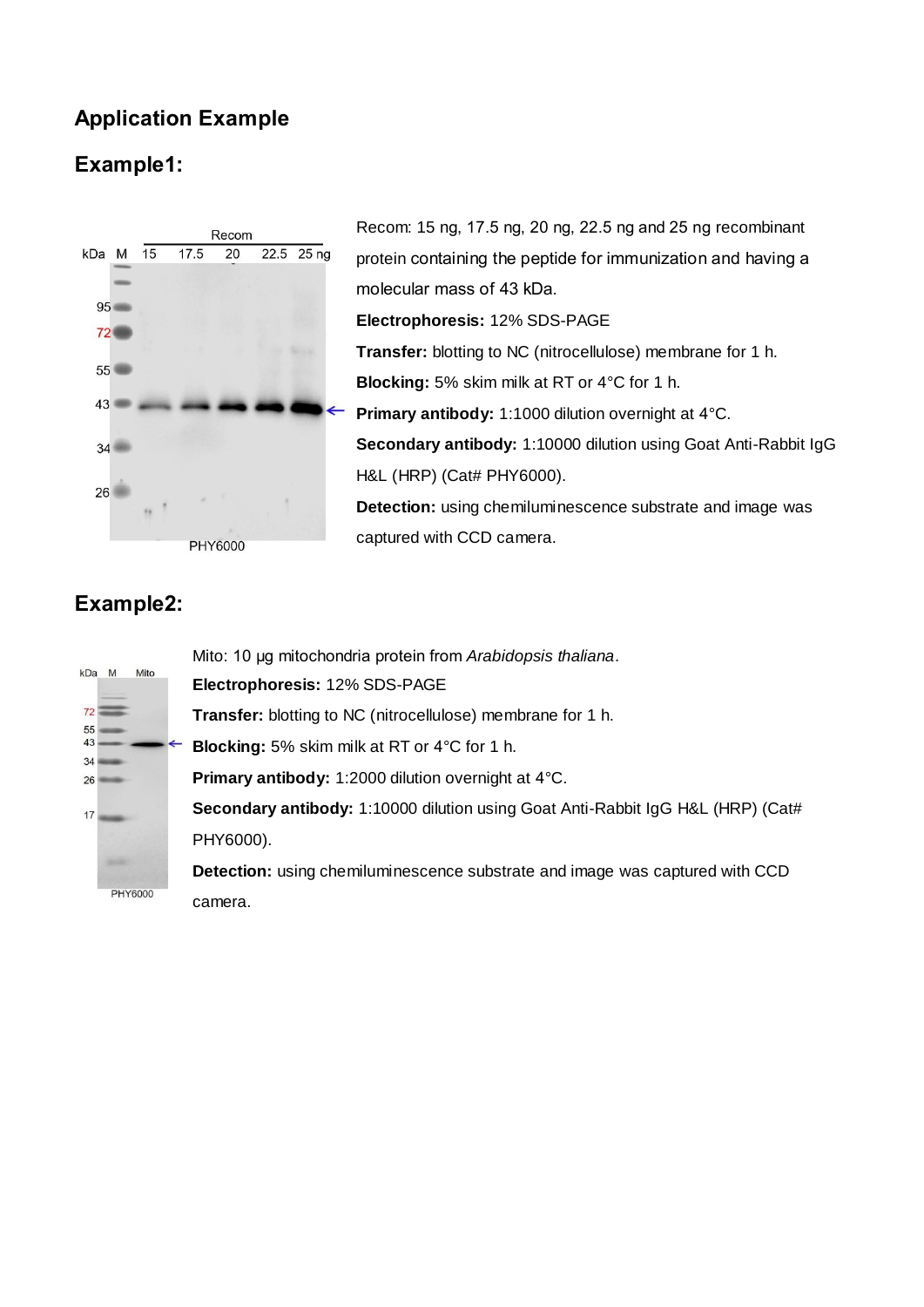## Application Example

### Example1:

kDa M

Recom

15 17.5 20 22.5 25 ng

95

72

55

43

34

26

PHY6000

Recom: 15 ng, 17.5 ng, 20 ng, 22.5 ng and 25 ng recombinant protein containing the peptide for immunization and having a molecular mass of 43 kDa.

**Electrophoresis:** 12% SDS-PAGE

**Transfer:** blotting to NC (nitrocellulose) membrane for 1 h.

**Blocking:** 5% skim milk at RT or 4°C for 1 h.

**Primary antibody:** 1:1000 dilution overnight at 4°C.

**Secondary antibody:** 1:10000 dilution using Goat Anti-Rabbit IgG H&L (HRP) (Cat# PHY6000).

**Detection:** using chemiluminescence substrate and image was captured with CCD camera.

### Example2:

kDa M Mito

72

55

43

34

26

17

PHY6000

Mito: 10 µg mitochondria protein from *Arabidopsis thaliana*.

**Electrophoresis:** 12% SDS-PAGE

**Transfer:** blotting to NC (nitrocellulose) membrane for 1 h.

**Blocking:** 5% skim milk at RT or 4°C for 1 h.

**Primary antibody:** 1:2000 dilution overnight at 4°C.

**Secondary antibody:** 1:10000 dilution using Goat Anti-Rabbit IgG H&L (HRP) (Cat# PHY6000).

**Detection:** using chemiluminescence substrate and image was captured with CCD camera.